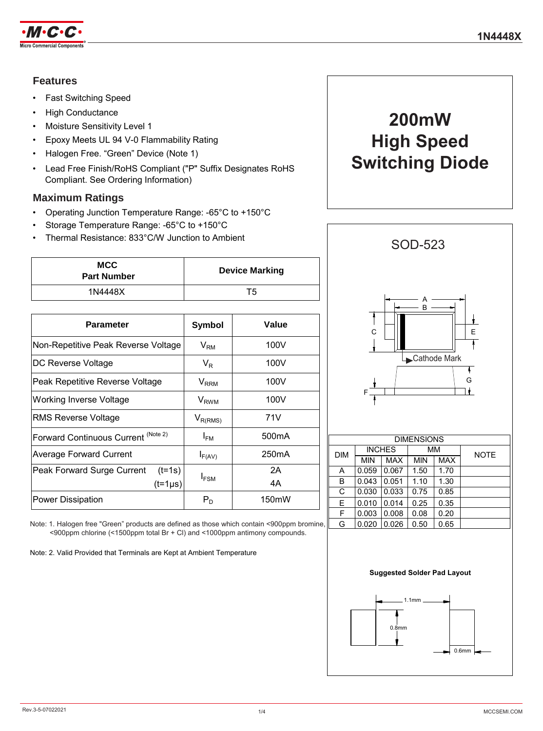# 200mW High Speed Switching Diode

**1N4448X**

## Features

- Fast Switching Speed
- High Conductance
- Moisture Sensitivity Level 1
- Epoxy Meets UL 94 V-0 Flammability Rating
- Halogen Free. "Green" Device (Note 1)
- Lead Free Finish/RoHS Compliant ("P" Suffix Designates RoHS Compliant. See Ordering Information)

## Maximum Ratings

- Operating Junction Temperature Range: -65°C to +150°C
- Storage Temperature Range: -65°C to +150°C
- Thermal Resistance: 833°C/W Junction to Ambient

| MCC Part Number | Device Marking |
|---|---|
| 1N4448X | T5 |

| Parameter | Symbol | Value |
|---|---|---|
| Non-Repetitive Peak Reverse Voltage | $V_{RM}$ | 100V |
| DC Reverse Voltage | $V_R$ | 100V |
| Peak Repetitive Reverse Voltage | $V_{RRM}$ | 100V |
| Working Inverse Voltage | $V_{RWM}$ | 100V |
| RMS Reverse Voltage | $V_{R(RMS)}$ | 71V |
| Forward Continuous Current (Note 2) | $I_{FM}$ | 500mA |
| Average Forward Current | $I_{F(AV)}$ | 250mA |
| Peak Forward Surge Current (t=1s) | $I_{FSM}$ | 2A |
| Peak Forward Surge Current (t=1µs) | $I_{FSM}$ | 4A |
| Power Dissipation | $P_D$ | 150mW |

Note: 1. Halogen free "Green" products are defined as those which contain <900ppm bromine, <900ppm chlorine (<1500ppm total Br + Cl) and <1000ppm antimony compounds.

Note: 2. Valid Provided that Terminals are Kept at Ambient Temperature

## SOD-523

Cathode Mark

| DIMENSIONS | | | | | |
|---|---|---|---|---|---|
| DIM | INCHES | | MM | | NOTE |
| | MIN | MAX | MIN | MAX | |
| A | 0.059 | 0.067 | 1.50 | 1.70 | |
| B | 0.043 | 0.051 | 1.10 | 1.30 | |
| C | 0.030 | 0.033 | 0.75 | 0.85 | |
| E | 0.010 | 0.014 | 0.25 | 0.35 | |
| F | 0.003 | 0.008 | 0.08 | 0.20 | |
| G | 0.020 | 0.026 | 0.50 | 0.65 | |

**Suggested Solder Pad Layout**

1.1mm

0.8mm

0.6mm

Rev.3-5-07022021

MCCSEMI.COM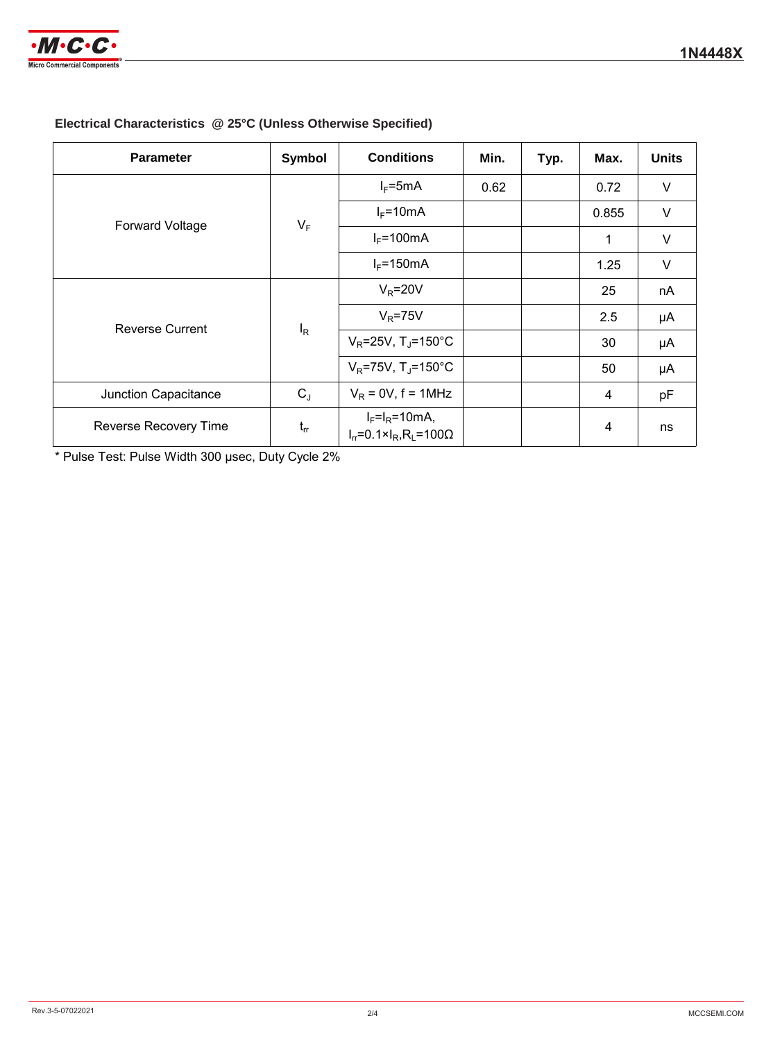### Electrical Characteristics @ 25°C (Unless Otherwise Specified)

| Parameter | Symbol | Conditions | Min. | Typ. | Max. | Units |
|---|---|---|---|---|---|---|
| Forward Voltage | $V_F$ | $I_F$=5mA | 0.62 | | 0.72 | V |
| | | $I_F$=10mA | | | 0.855 | V |
| | | $I_F$=100mA | | | 1 | V |
| | | $I_F$=150mA | | | 1.25 | V |
| Reverse Current | $I_R$ | $V_R$=20V | | | 25 | nA |
| | | $V_R$=75V | | | 2.5 | μA |
| | | $V_R$=25V, $T_J$=150°C | | | 30 | μA |
| | | $V_R$=75V, $T_J$=150°C | | | 50 | μA |
| Junction Capacitance | $C_J$ | $V_R$ = 0V, f = 1MHz | | | 4 | pF |
| Reverse Recovery Time | $t_{rr}$ | $I_F$=$I_R$=10mA, $I_{rr}$=0.1×$I_R$,$R_L$=100Ω | | | 4 | ns |

* Pulse Test: Pulse Width 300 μsec, Duty Cycle 2%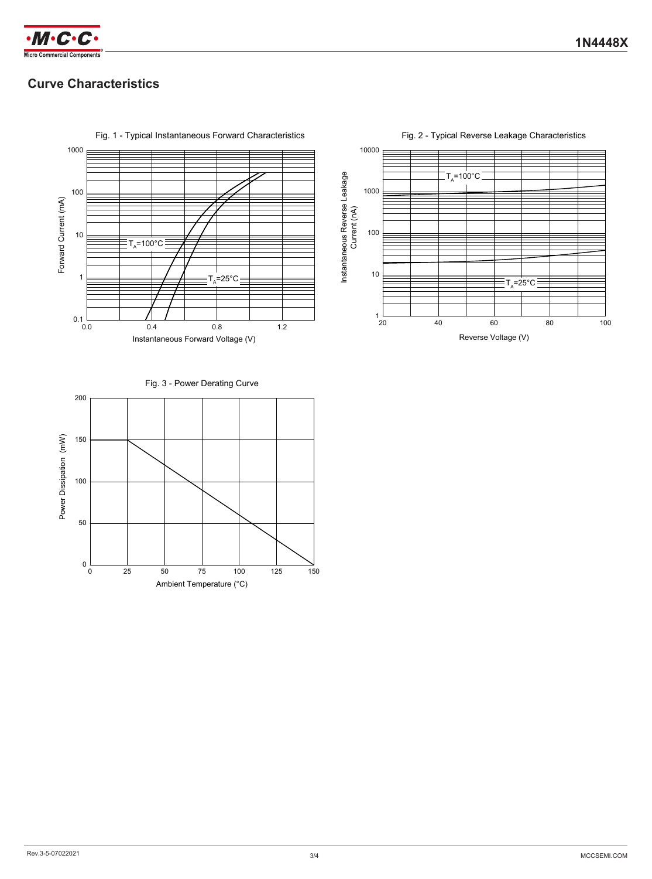## Curve Characteristics

Fig. 1 - Typical Instantaneous Forward Characteristics

Fig. 2 - Typical Reverse Leakage Characteristics

Fig. 3 - Power Derating Curve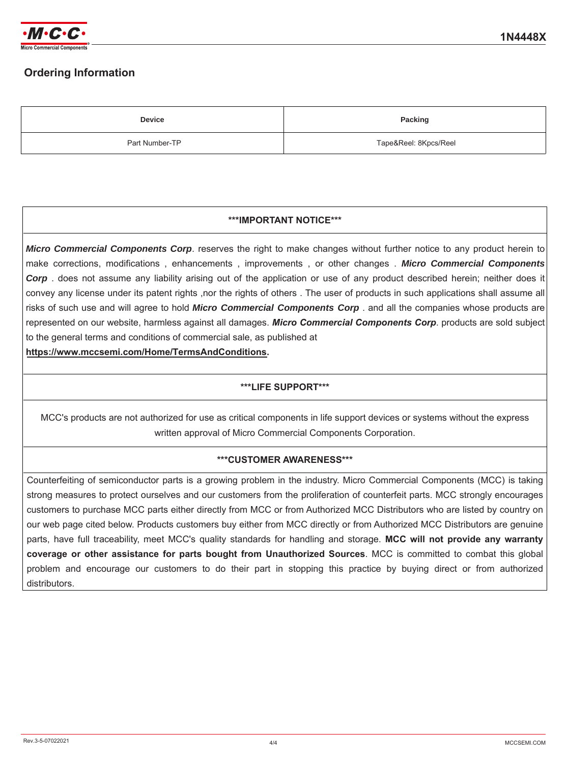## Ordering Information

| Device | Packing |
|---|---|
| Part Number-TP | Tape&Reel: 8Kpcs/Reel |

**\*\*\*IMPORTANT NOTICE\*\*\***

***Micro Commercial Components Corp***. reserves the right to make changes without further notice to any product herein to make corrections, modifications , enhancements , improvements , or other changes . ***Micro Commercial Components Corp*** . does not assume any liability arising out of the application or use of any product described herein; neither does it convey any license under its patent rights ,nor the rights of others . The user of products in such applications shall assume all risks of such use and will agree to hold ***Micro Commercial Components Corp*** . and all the companies whose products are represented on our website, harmless against all damages. ***Micro Commercial Components Corp***. products are sold subject to the general terms and conditions of commercial sale, as published at
**https://www.mccsemi.com/Home/TermsAndConditions.**

**\*\*\*LIFE SUPPORT\*\*\***

MCC's products are not authorized for use as critical components in life support devices or systems without the express written approval of Micro Commercial Components Corporation.

**\*\*\*CUSTOMER AWARENESS\*\*\***

Counterfeiting of semiconductor parts is a growing problem in the industry. Micro Commercial Components (MCC) is taking strong measures to protect ourselves and our customers from the proliferation of counterfeit parts. MCC strongly encourages customers to purchase MCC parts either directly from MCC or from Authorized MCC Distributors who are listed by country on our web page cited below. Products customers buy either from MCC directly or from Authorized MCC Distributors are genuine parts, have full traceability, meet MCC's quality standards for handling and storage. **MCC will not provide any warranty coverage or other assistance for parts bought from Unauthorized Sources**. MCC is committed to combat this global problem and encourage our customers to do their part in stopping this practice by buying direct or from authorized distributors.